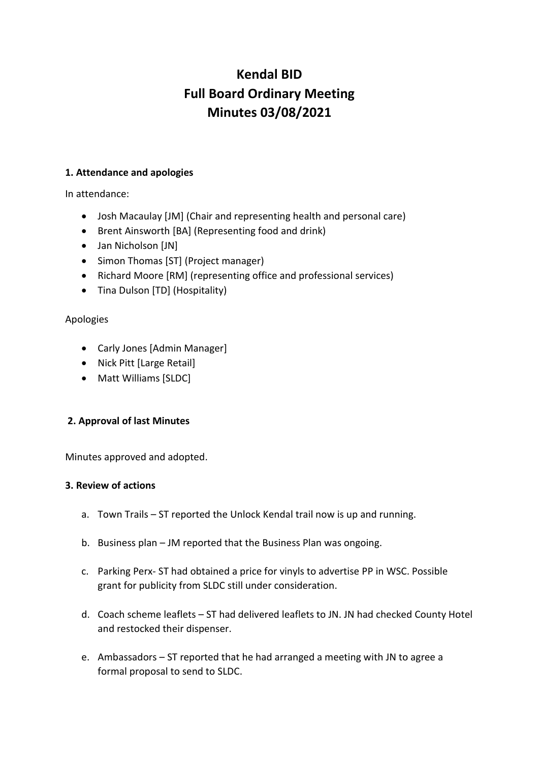# Kendal BID
# Full Board Ordinary Meeting
# Minutes 03/08/2021

### 1. Attendance and apologies

In attendance:

- Josh Macaulay [JM] (Chair and representing health and personal care)
- Brent Ainsworth [BA] (Representing food and drink)
- Jan Nicholson [JN]
- Simon Thomas [ST] (Project manager)
- Richard Moore [RM] (representing office and professional services)
- Tina Dulson [TD] (Hospitality)

Apologies

- Carly Jones [Admin Manager]
- Nick Pitt [Large Retail]
- Matt Williams [SLDC]

### 2. Approval of last Minutes

Minutes approved and adopted.

### 3. Review of actions

a. Town Trails – ST reported the Unlock Kendal trail now is up and running.

b. Business plan – JM reported that the Business Plan was ongoing.

c. Parking Perx- ST had obtained a price for vinyls to advertise PP in WSC. Possible grant for publicity from SLDC still under consideration.

d. Coach scheme leaflets – ST had delivered leaflets to JN. JN had checked County Hotel and restocked their dispenser.

e. Ambassadors – ST reported that he had arranged a meeting with JN to agree a formal proposal to send to SLDC.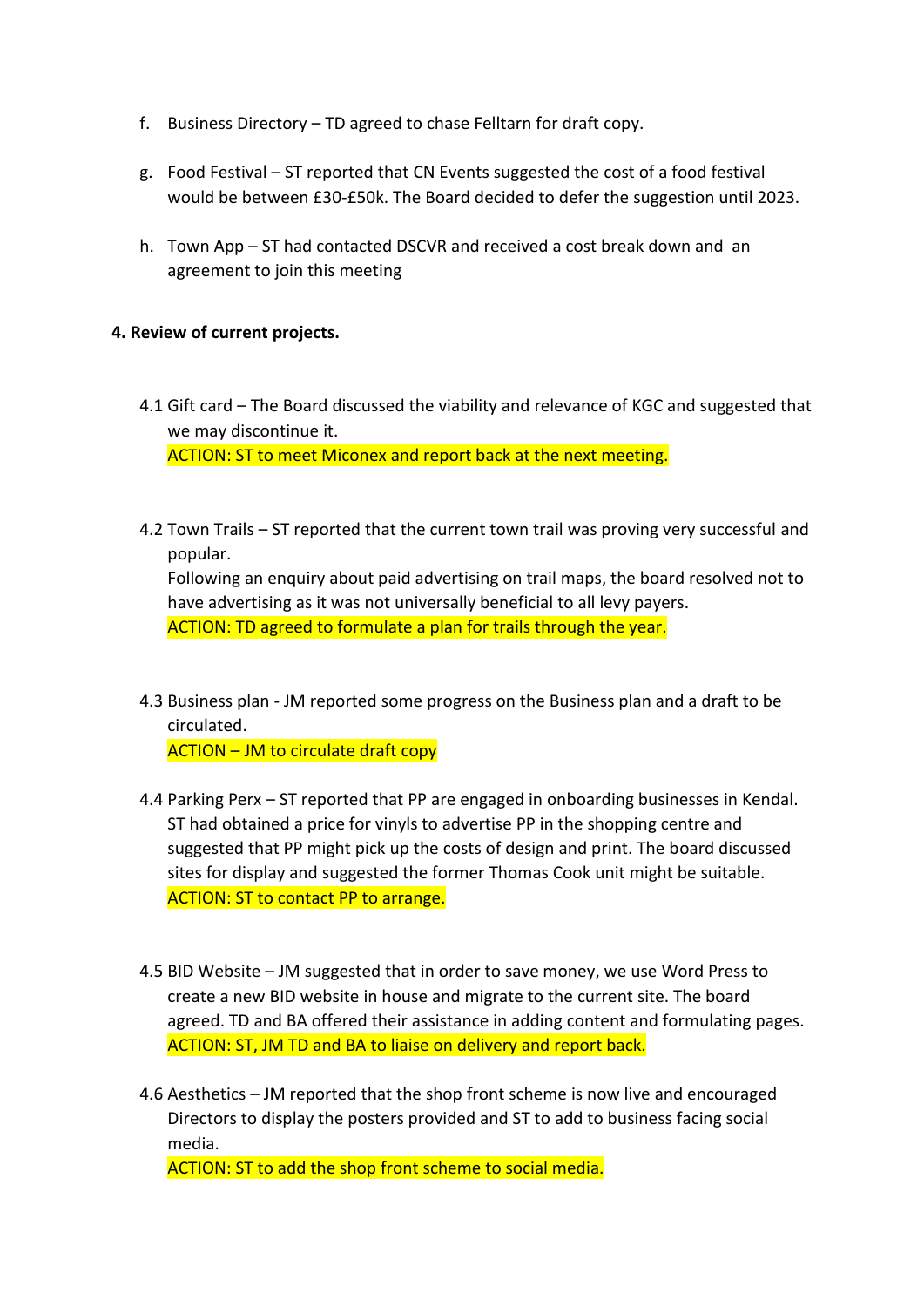f. Business Directory – TD agreed to chase Felltarn for draft copy.

g. Food Festival – ST reported that CN Events suggested the cost of a food festival would be between £30-£50k. The Board decided to defer the suggestion until 2023.

h. Town App – ST had contacted DSCVR and received a cost break down and an agreement to join this meeting

**4. Review of current projects.**

4.1 Gift card – The Board discussed the viability and relevance of KGC and suggested that we may discontinue it.
ACTION: ST to meet Miconex and report back at the next meeting.

4.2 Town Trails – ST reported that the current town trail was proving very successful and popular.
Following an enquiry about paid advertising on trail maps, the board resolved not to have advertising as it was not universally beneficial to all levy payers.
ACTION: TD agreed to formulate a plan for trails through the year.

4.3 Business plan - JM reported some progress on the Business plan and a draft to be circulated.
ACTION – JM to circulate draft copy

4.4 Parking Perx – ST reported that PP are engaged in onboarding businesses in Kendal. ST had obtained a price for vinyls to advertise PP in the shopping centre and suggested that PP might pick up the costs of design and print. The board discussed sites for display and suggested the former Thomas Cook unit might be suitable.
ACTION: ST to contact PP to arrange.

4.5 BID Website – JM suggested that in order to save money, we use Word Press to create a new BID website in house and migrate to the current site. The board agreed. TD and BA offered their assistance in adding content and formulating pages.
ACTION: ST, JM TD and BA to liaise on delivery and report back.

4.6 Aesthetics – JM reported that the shop front scheme is now live and encouraged Directors to display the posters provided and ST to add to business facing social media.
ACTION: ST to add the shop front scheme to social media.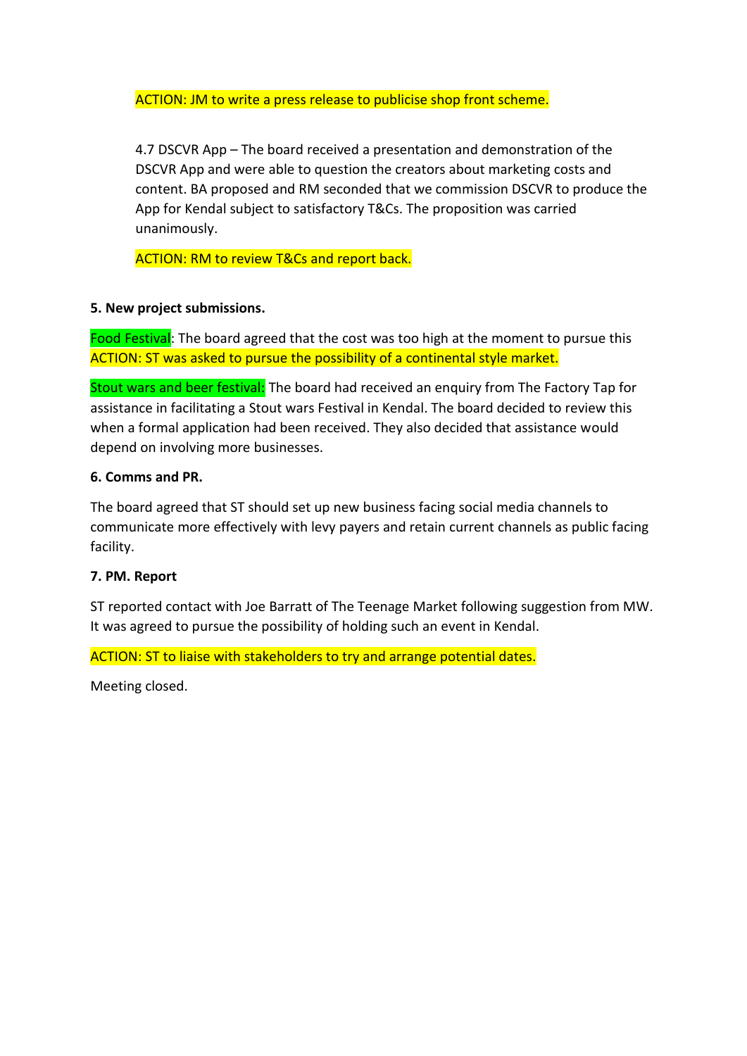ACTION: JM to write a press release to publicise shop front scheme.

4.7 DSCVR App – The board received a presentation and demonstration of the DSCVR App and were able to question the creators about marketing costs and content. BA proposed and RM seconded that we commission DSCVR to produce the App for Kendal subject to satisfactory T&Cs. The proposition was carried unanimously.

ACTION: RM to review T&Cs and report back.

**5. New project submissions.**

Food Festival: The board agreed that the cost was too high at the moment to pursue this
ACTION: ST was asked to pursue the possibility of a continental style market.

Stout wars and beer festival: The board had received an enquiry from The Factory Tap for assistance in facilitating a Stout wars Festival in Kendal. The board decided to review this when a formal application had been received. They also decided that assistance would depend on involving more businesses.

**6. Comms and PR.**

The board agreed that ST should set up new business facing social media channels to communicate more effectively with levy payers and retain current channels as public facing facility.

**7. PM. Report**

ST reported contact with Joe Barratt of The Teenage Market following suggestion from MW. It was agreed to pursue the possibility of holding such an event in Kendal.

ACTION: ST to liaise with stakeholders to try and arrange potential dates.

Meeting closed.